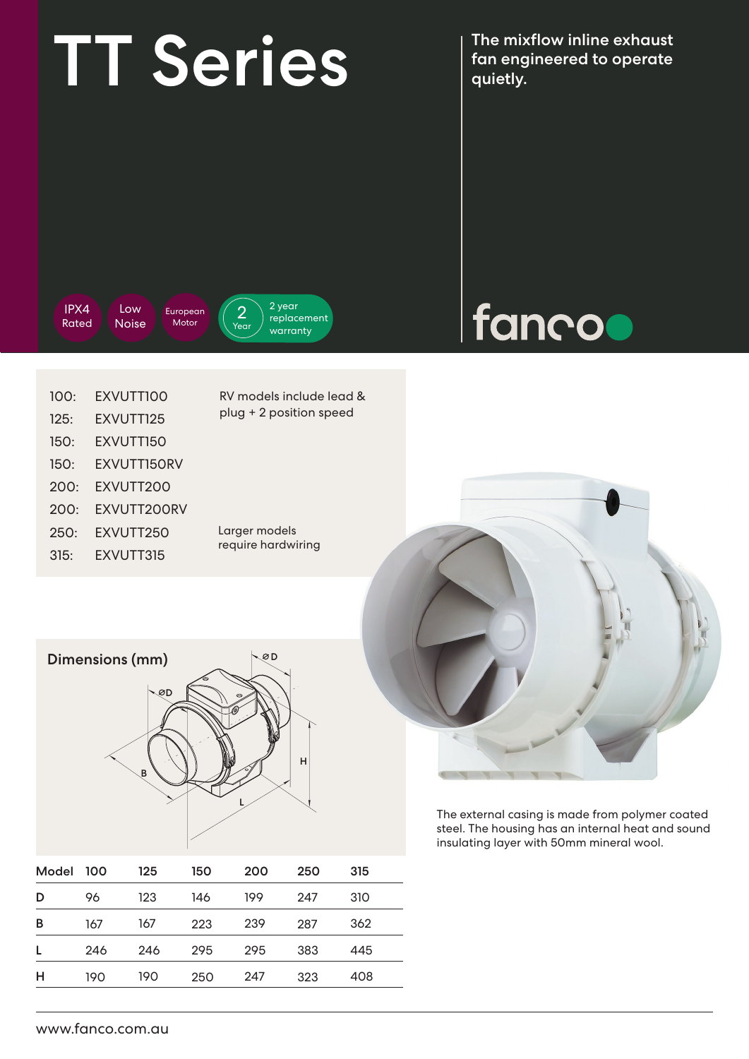# TT Series

The mixflow inline exhaust fan engineered to operate quietly.

IPX4 Rated | Low Noise | European Motor | 2 Year – 2 year replacement warranty

fanco

100: EXVUTT100
125: EXVUTT125
150: EXVUTT150
150: EXVUTT150RV
200: EXVUTT200
200: EXVUTT200RV
250: EXVUTT250
315: EXVUTT315

RV models include lead & plug + 2 position speed

Larger models require hardwiring

## Dimensions (mm)

| Model | 100 | 125 | 150 | 200 | 250 | 315 |
|---|---|---|---|---|---|---|
| D | 96 | 123 | 146 | 199 | 247 | 310 |
| B | 167 | 167 | 223 | 239 | 287 | 362 |
| L | 246 | 246 | 295 | 295 | 383 | 445 |
| H | 190 | 190 | 250 | 247 | 323 | 408 |

The external casing is made from polymer coated steel. The housing has an internal heat and sound insulating layer with 50mm mineral wool.

www.fanco.com.au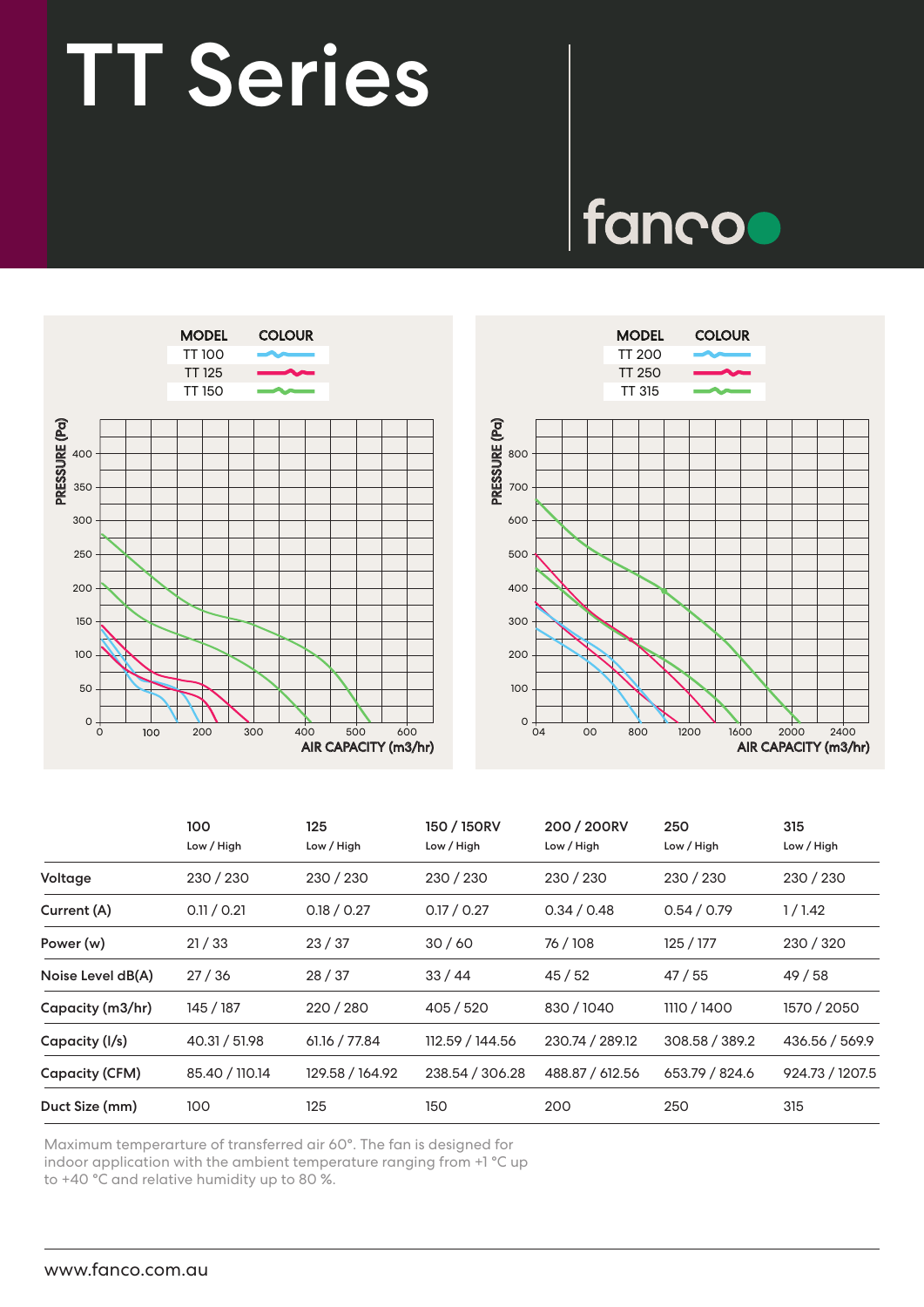# TT Series

fanco

MODEL | COLOUR
TT 100
TT 125
TT 150

PRESSURE (Pa)
400
350
300
250
200
150
100
50
0
0
100
200
300
400
500
600
AIR CAPACITY (m3/hr)

MODEL | COLOUR
TT 200
TT 250
TT 315

PRESSURE (Pa)
800
700
600
500
400
300
200
100
0
04
00
800
1200
1600
2000
2400
AIR CAPACITY (m3/hr)

| | 100<br>Low / High | 125<br>Low / High | 150 / 150RV<br>Low / High | 200 / 200RV<br>Low / High | 250<br>Low / High | 315<br>Low / High |
|---|---|---|---|---|---|---|
| Voltage | 230 / 230 | 230 / 230 | 230 / 230 | 230 / 230 | 230 / 230 | 230 / 230 |
| Current (A) | 0.11 / 0.21 | 0.18 / 0.27 | 0.17 / 0.27 | 0.34 / 0.48 | 0.54 / 0.79 | 1 / 1.42 |
| Power (w) | 21 / 33 | 23 / 37 | 30 / 60 | 76 / 108 | 125 / 177 | 230 / 320 |
| Noise Level dB(A) | 27 / 36 | 28 / 37 | 33 / 44 | 45 / 52 | 47 / 55 | 49 / 58 |
| Capacity (m3/hr) | 145 / 187 | 220 / 280 | 405 / 520 | 830 / 1040 | 1110 / 1400 | 1570 / 2050 |
| Capacity (l/s) | 40.31 / 51.98 | 61.16 / 77.84 | 112.59 / 144.56 | 230.74 / 289.12 | 308.58 / 389.2 | 436.56 / 569.9 |
| Capacity (CFM) | 85.40 / 110.14 | 129.58 / 164.92 | 238.54 / 306.28 | 488.87 / 612.56 | 653.79 / 824.6 | 924.73 / 1207.5 |
| Duct Size (mm) | 100 | 125 | 150 | 200 | 250 | 315 |

Maximum temperarture of transferred air 60°. The fan is designed for indoor application with the ambient temperature ranging from +1 °C up to +40 °C and relative humidity up to 80 %.

www.fanco.com.au